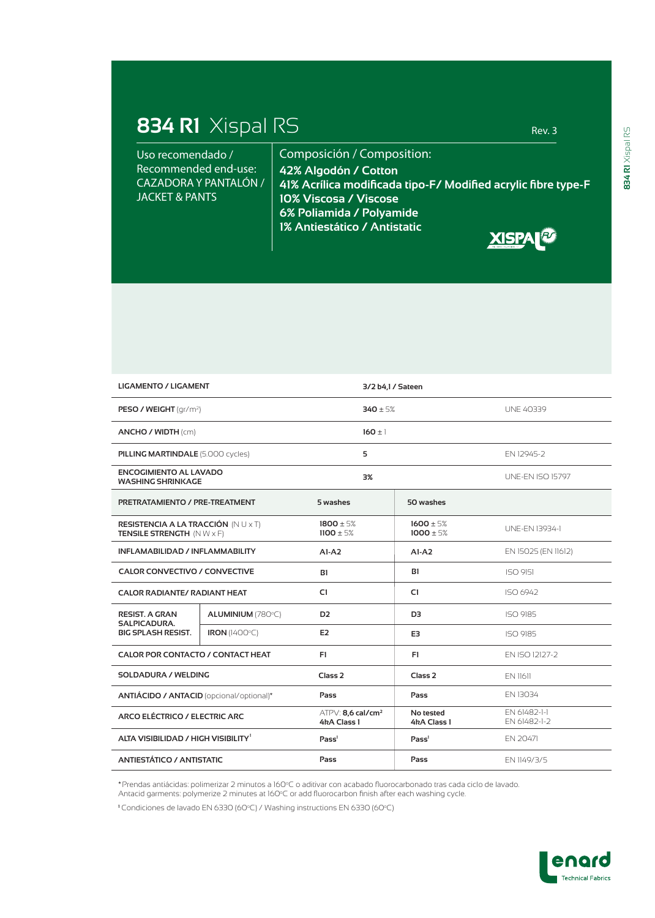# 834 R1 Xispal RS

Rev. 3

Uso recomendado / Recommended end-use: CAZADORA Y PANTALÓN / JACKET & PANTS

Composición / Composition:

**42% Algodón / Cotton**
**41% Acrílica modificada tipo-F/ Modified acrylic fibre type-F**
**10% Viscosa / Viscose**
**6% Poliamida / Polyamide**
**1% Antiestático / Antistatic**

| | | | | |
|---|---|---|---|---|
| **LIGAMENTO / LIGAMENT** | | **3/2 b4,1 / Sateen** | | |
| **PESO / WEIGHT** (gr/m²) | | **340** ± 5% | | UNE 40339 |
| **ANCHO / WIDTH** (cm) | | **160** ± 1 | | |
| **PILLING MARTINDALE** (5.000 cycles) | | **5** | | EN 12945-2 |
| **ENCOGIMIENTO AL LAVADO WASHING SHRINKAGE** | | **3%** | | UNE-EN ISO 15797 |
| **PRETRATAMIENTO / PRE-TREATMENT** | | **5 washes** | **50 washes** | |
| **RESISTENCIA A LA TRACCIÓN** (N U x T) **TENSILE STRENGTH** (N W x F) | | **1800** ± 5% **1100** ± 5% | **1600** ± 5% **1000** ± 5% | UNE-EN 13934-1 |
| **INFLAMABILIDAD / INFLAMMABILITY** | | **A1-A2** | **A1-A2** | EN 15025 (EN 11612) |
| **CALOR CONVECTIVO / CONVECTIVE** | | **B1** | **B1** | ISO 9151 |
| **CALOR RADIANTE/ RADIANT HEAT** | | **C1** | **C1** | ISO 6942 |
| **RESIST. A GRAN SALPICADURA. BIG SPLASH RESIST.** | **ALUMINIUM** (780ºC) | **D2** | **D3** | ISO 9185 |
| | **IRON** (1400ºC) | **E2** | **E3** | ISO 9185 |
| **CALOR POR CONTACTO / CONTACT HEAT** | | **F1** | **F1** | EN ISO 12127-2 |
| **SOLDADURA / WELDING** | | **Class 2** | **Class 2** | EN 11611 |
| **ANTIÁCIDO / ANTACID** (opcional/optional)* | | **Pass** | **Pass** | EN 13034 |
| **ARCO ELÉCTRICO / ELECTRIC ARC** | | ATPV: **8,6 cal/cm²** **4kA Class 1** | **No tested** **4kA Class 1** | EN 61482-1-1 EN 61482-1-2 |
| **ALTA VISIBILIDAD / HIGH VISIBILITY**[1] | | **Pass**[1] | **Pass**[1] | EN 20471 |
| **ANTIESTÁTICO / ANTISTATIC** | | **Pass** | **Pass** | EN 1149/3/5 |

*Prendas antiácidas: polimerizar 2 minutos a 160ºC o aditivar con acabado fluorocarbonado tras cada ciclo de lavado. Antacid garments: polymerize 2 minutes at 160ºC or add fluorocarbon finish after each washing cycle.

[1] Condiciones de lavado EN 6330 (60ºC) / Washing instructions EN 6330 (60ºC)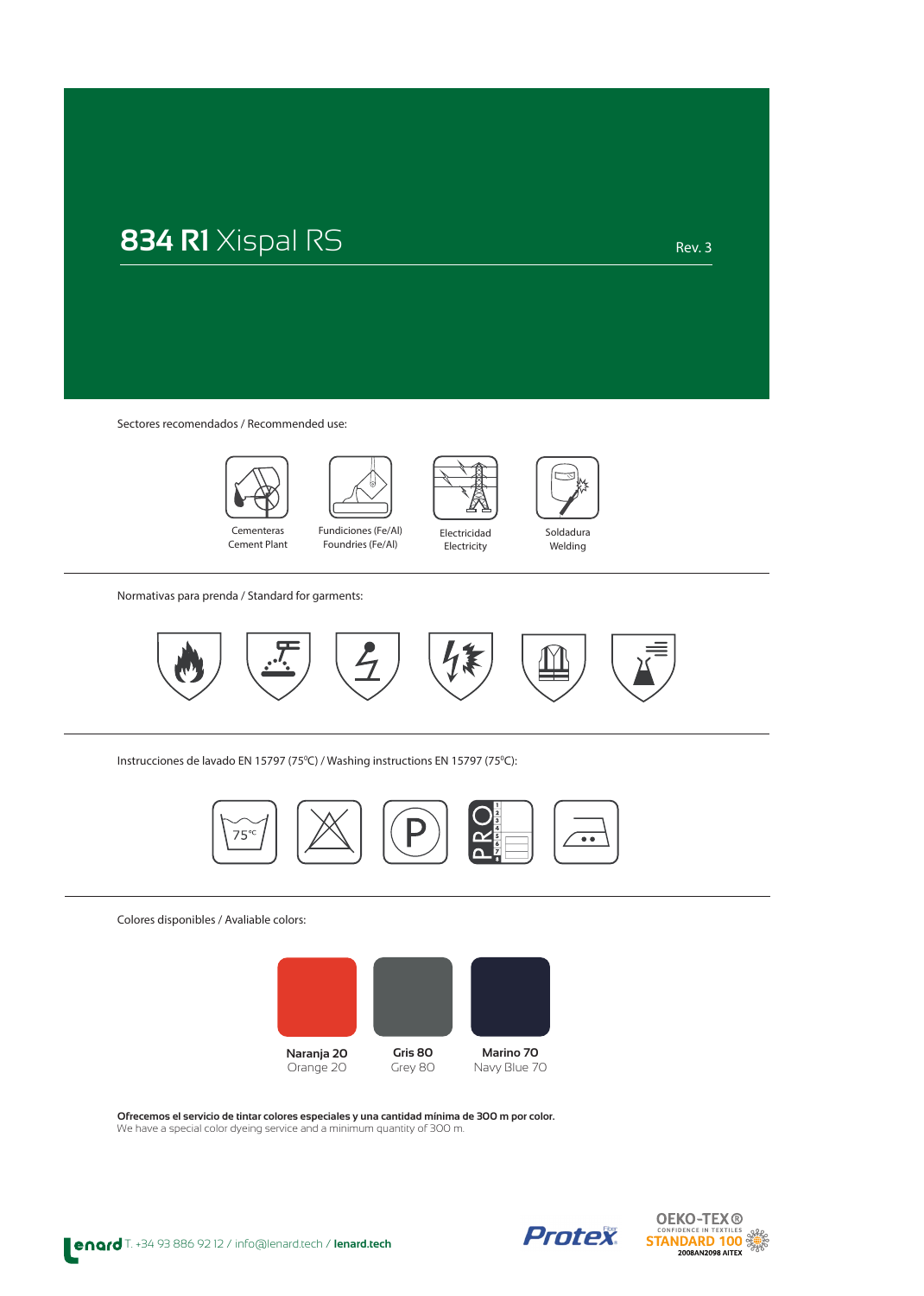# 834 R1 Xispal RS

Rev. 3

Sectores recomendados / Recommended use:

Cementeras
Cement Plant

Fundiciones (Fe/Al)
Foundries (Fe/Al)

Electricidad
Electricity

Soldadura
Welding

Normativas para prenda / Standard for garments:

Instrucciones de lavado EN 15797 (75ºC) / Washing instructions EN 15797 (75ºC):

75ºC

P

PRO

Colores disponibles / Avaliable colors:

**Naranja 20**
Orange 20

**Gris 80**
Grey 80

**Marino 70**
Navy Blue 70

**Ofrecemos el servicio de tintar colores especiales y una cantidad mínima de 300 m por color.**
We have a special color dyeing service and a minimum quantity of 300 m.

lenard T. +34 93 886 92 12 / info@lenard.tech / **lenard.tech**

Protex

OEKO-TEX® CONFIDENCE IN TEXTILES STANDARD 100 2008AN2098 AITEX